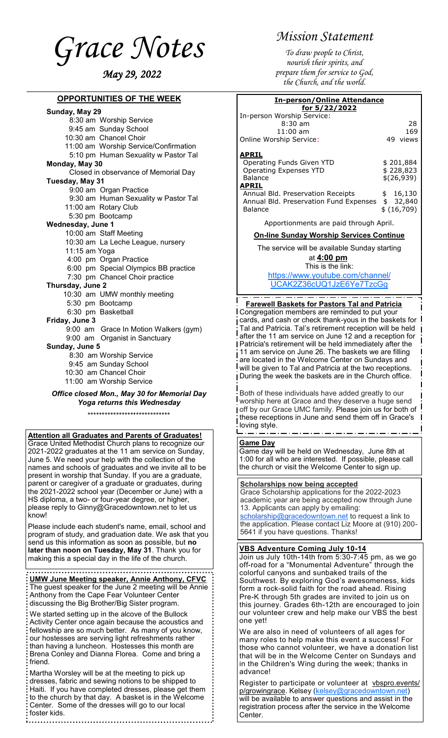# Grace Notes

*May 29, 2022*

## OPPORTUNITIES OF THE WEEK

**Sunday, May 29**
- 8:30 am Worship Service
- 9:45 am Sunday School
- 10:30 am Chancel Choir
- 11:00 am Worship Service/Confirmation
- 5:10 pm Human Sexuality w Pastor Tal

**Monday, May 30**
- Closed in observance of Memorial Day

**Tuesday, May 31**
- 9:00 am Organ Practice
- 9:30 am Human Sexuality w Pastor Tal
- 11:00 am Rotary Club
- 5:30 pm Bootcamp

**Wednesday, June 1**
- 10:00 am Staff Meeting
- 10:30 am La Leche League, nursery
- 11:15 am Yoga
- 4:00 pm Organ Practice
- 6:00 pm Special Olympics BB practice
- 7:30 pm Chancel Choir practice

**Thursday, June 2**
- 10:30 am UMW monthly meeting
- 5:30 pm Bootcamp
- 6:30 pm Basketball

**Friday, June 3**
- 9:00 am Grace In Motion Walkers (gym)
- 9:00 am Organist in Sanctuary

**Sunday, June 5**
- 8:30 am Worship Service
- 9:45 am Sunday School
- 10:30 am Chancel Choir
- 11:00 am Worship Service

***Office closed Mon., May 30 for Memorial Day***
***Yoga returns this Wednesday***

*****************************

### Attention all Graduates and Parents of Graduates!

Grace United Methodist Church plans to recognize our 2021-2022 graduates at the 11 am service on Sunday, June 5. We need your help with the collection of the names and schools of graduates and we invite all to be present in worship that Sunday. If you are a graduate, parent or caregiver of a graduate or graduates, during the 2021-2022 school year (December or June) with a HS diploma, a two- or four-year degree, or higher, please reply to Ginny@Gracedowntown.net to let us know!

Please include each student's name, email, school and program of study, and graduation date. We ask that you send us this information as soon as possible, but **no later than noon on Tuesday, May 31**. Thank you for making this a special day in the life of the church.

### UMW June Meeting speaker, Annie Anthony, CFVC

The guest speaker for the June 2 meeting will be Annie Anthony from the Cape Fear Volunteer Center discussing the Big Brother/Big Sister program.

We started setting up in the alcove of the Bullock Activity Center once again because the acoustics and fellowship are so much better. As many of you know, our hostesses are serving light refreshments rather than having a luncheon. Hostesses this month are Brena Conley and Dianna Florea. Come and bring a friend.

Martha Worsley will be at the meeting to pick up dresses, fabric and sewing notions to be shipped to Haiti. If you have completed dresses, please get them to the church by that day. A basket is in the Welcome Center. Some of the dresses will go to our local foster kids.

## Mission Statement

*To draw people to Christ, nourish their spirits, and prepare them for service to God, the Church, and the world.*

### In-person/Online Attendance for 5/22/2022

| In-person Worship Service: | |
|---|---|
| 8:30 am | 28 |
| 11:00 am | 169 |
| Online Worship Service: | 49 views |

| **APRIL** | |
|---|---|
| Operating Funds Given YTD | $ 201,884 |
| Operating Expenses YTD | $ 228,823 |
| Balance | $(26,939) |
| **APRIL** | |
| Annual Bld. Preservation Receipts | $ 16,130 |
| Annual Bld. Preservation Fund Expenses | $ 32,840 |
| Balance | $ (16,709) |

Apportionments are paid through April.

### On-line Sunday Worship Services Continue

The service will be available Sunday starting at **4:00 pm**

This is the link:
https://www.youtube.com/channel/UCAK2Z36cUQ1JzE6Ye7TzcGg

### Farewell Baskets for Pastors Tal and Patricia

Congregation members are reminded to put your cards, and cash or check thank-yous in the baskets for Tal and Patricia. Tal's retirement reception will be held after the 11 am service on June 12 and a reception for Patricia's retirement will be held immediately after the 11 am service on June 26. The baskets we are filling are located in the Welcome Center on Sundays and will be given to Tal and Patricia at the two receptions. During the week the baskets are in the Church office.

Both of these individuals have added greatly to our worship here at Grace and they deserve a huge send off by our Grace UMC family. Please join us for both of these receptions in June and send them off in Grace's loving style.

### Game Day

Game day will be held on Wednesday, June 8th at 1:00 for all who are interested. If possible, please call the church or visit the Welcome Center to sign up.

### Scholarships now being accepted

Grace Scholarship applications for the 2022-2023 academic year are being accepted now through June 13. Applicants can apply by emailing: scholarship@gracedowntown.net to request a link to the application. Please contact Liz Moore at (910) 200-5641 if you have questions. Thanks!

### VBS Adventure Coming July 10-14

Join us July 10th-14th from 5:30-7:45 pm, as we go off-road for a "Monumental Adventure" through the colorful canyons and sunbaked trails of the Southwest. By exploring God's awesomeness, kids form a rock-solid faith for the road ahead. Rising Pre-K through 5th grades are invited to join us on this journey. Grades 6th-12th are encouraged to join our volunteer crew and help make our VBS the best one yet!

We are also in need of volunteers of all ages for many roles to help make this event a success! For those who cannot volunteer, we have a donation list that will be in the Welcome Center on Sundays and in the Children's Wing during the week; thanks in advance!

Register to participate or volunteer at vbspro.events/p/growingrace. Kelsey (kelsey@gracedowntown.net) will be available to answer questions and assist in the registration process after the service in the Welcome Center.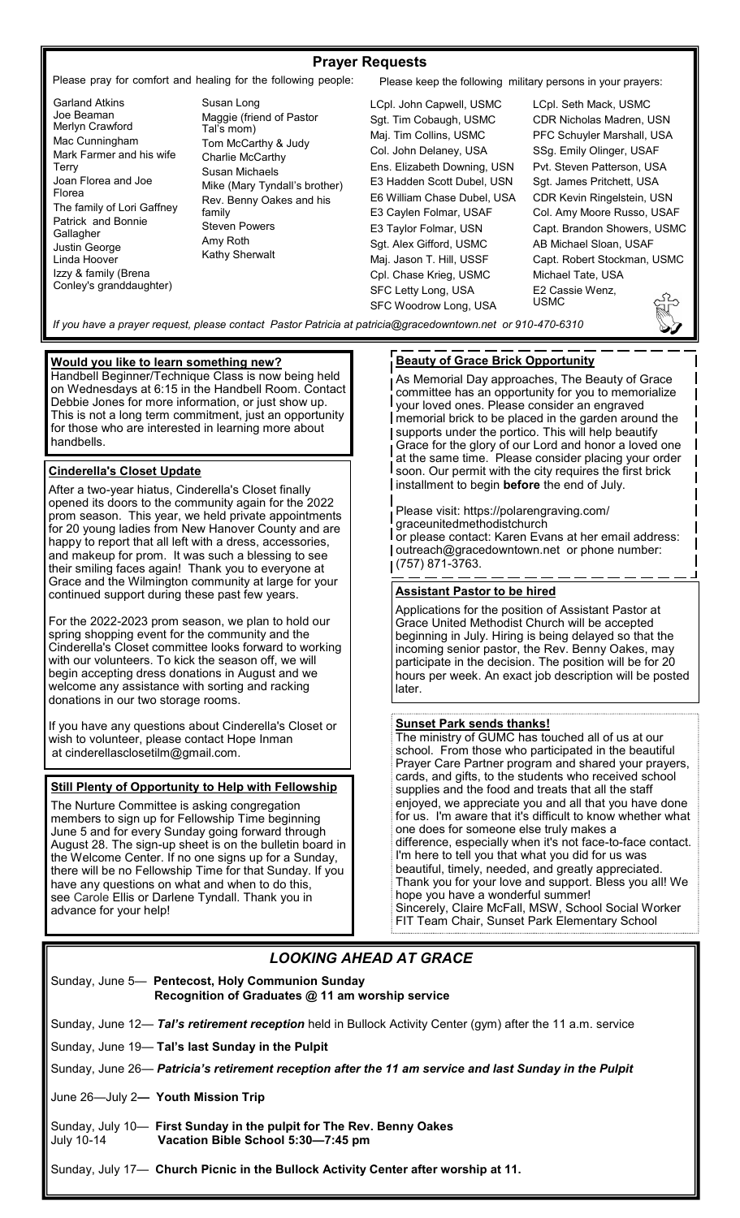## Prayer Requests

Please pray for comfort and healing for the following people:

- Garland Atkins
- Joe Beaman
- Merlyn Crawford
- Mac Cunningham
- Mark Farmer and his wife Terry
- Joan Florea and Joe Florea
- The family of Lori Gaffney
- Patrick and Bonnie Gallagher
- Justin George
- Linda Hoover
- Izzy & family (Brena Conley's granddaughter)
- Susan Long
- Maggie (friend of Pastor Tal's mom)
- Tom McCarthy & Judy
- Charlie McCarthy
- Susan Michaels
- Mike (Mary Tyndall's brother)
- Rev. Benny Oakes and his family
- Steven Powers
- Amy Roth
- Kathy Sherwalt

Please keep the following military persons in your prayers:

- LCpl. John Capwell, USMC
- Sgt. Tim Cobaugh, USMC
- Maj. Tim Collins, USMC
- Col. John Delaney, USA
- Ens. Elizabeth Downing, USN
- E3 Hadden Scott Dubel, USN
- E6 William Chase Dubel, USA
- E3 Caylen Folmar, USAF
- E3 Taylor Folmar, USN
- Sgt. Alex Gifford, USMC
- Maj. Jason T. Hill, USSF
- Cpl. Chase Krieg, USMC
- SFC Letty Long, USA
- SFC Woodrow Long, USA
- LCpl. Seth Mack, USMC
- CDR Nicholas Madren, USN
- PFC Schuyler Marshall, USA
- SSg. Emily Olinger, USAF
- Pvt. Steven Patterson, USA
- Sgt. James Pritchett, USA
- CDR Kevin Ringelstein, USN
- Col. Amy Moore Russo, USAF
- Capt. Brandon Showers, USMC
- AB Michael Sloan, USAF
- Capt. Robert Stockman, USMC
- Michael Tate, USA
- E2 Cassie Wenz, USMC

*If you have a prayer request, please contact Pastor Patricia at patricia@gracedowntown.net or 910-470-6310*

### Would you like to learn something new?

Handbell Beginner/Technique Class is now being held on Wednesdays at 6:15 in the Handbell Room. Contact Debbie Jones for more information, or just show up. This is not a long term commitment, just an opportunity for those who are interested in learning more about handbells.

### Cinderella's Closet Update

After a two-year hiatus, Cinderella's Closet finally opened its doors to the community again for the 2022 prom season. This year, we held private appointments for 20 young ladies from New Hanover County and are happy to report that all left with a dress, accessories, and makeup for prom. It was such a blessing to see their smiling faces again! Thank you to everyone at Grace and the Wilmington community at large for your continued support during these past few years.

For the 2022-2023 prom season, we plan to hold our spring shopping event for the community and the Cinderella's Closet committee looks forward to working with our volunteers. To kick the season off, we will begin accepting dress donations in August and we welcome any assistance with sorting and racking donations in our two storage rooms.

If you have any questions about Cinderella's Closet or wish to volunteer, please contact Hope Inman at cinderellasclosetilm@gmail.com.

### Still Plenty of Opportunity to Help with Fellowship

The Nurture Committee is asking congregation members to sign up for Fellowship Time beginning June 5 and for every Sunday going forward through August 28. The sign-up sheet is on the bulletin board in the Welcome Center. If no one signs up for a Sunday, there will be no Fellowship Time for that Sunday. If you have any questions on what and when to do this, see Carole Ellis or Darlene Tyndall. Thank you in advance for your help!

### Beauty of Grace Brick Opportunity

As Memorial Day approaches, The Beauty of Grace committee has an opportunity for you to memorialize your loved ones. Please consider an engraved memorial brick to be placed in the garden around the supports under the portico. This will help beautify Grace for the glory of our Lord and honor a loved one at the same time. Please consider placing your order soon. Our permit with the city requires the first brick installment to begin **before** the end of July.

Please visit: https://polarengraving.com/graceunitedmethodistchurch or please contact: Karen Evans at her email address: outreach@gracedowntown.net or phone number: (757) 871-3763.

### Assistant Pastor to be hired

Applications for the position of Assistant Pastor at Grace United Methodist Church will be accepted beginning in July. Hiring is being delayed so that the incoming senior pastor, the Rev. Benny Oakes, may participate in the decision. The position will be for 20 hours per week. An exact job description will be posted later.

### Sunset Park sends thanks!

The ministry of GUMC has touched all of us at our school. From those who participated in the beautiful Prayer Care Partner program and shared your prayers, cards, and gifts, to the students who received school supplies and the food and treats that all the staff enjoyed, we appreciate you and all that you have done for us. I'm aware that it's difficult to know whether what one does for someone else truly makes a difference, especially when it's not face-to-face contact. I'm here to tell you that what you did for us was beautiful, timely, needed, and greatly appreciated. Thank you for your love and support. Bless you all! We hope you have a wonderful summer!

Sincerely, Claire McFall, MSW, School Social Worker
FIT Team Chair, Sunset Park Elementary School

## *LOOKING AHEAD AT GRACE*

Sunday, June 5— **Pentecost, Holy Communion Sunday**
**Recognition of Graduates @ 11 am worship service**

Sunday, June 12— ***Tal's retirement reception*** held in Bullock Activity Center (gym) after the 11 a.m. service

Sunday, June 19— **Tal's last Sunday in the Pulpit**

Sunday, June 26— ***Patricia's retirement reception after the 11 am service and last Sunday in the Pulpit***

June 26—July 2**— Youth Mission Trip**

Sunday, July 10— **First Sunday in the pulpit for The Rev. Benny Oakes**
July 10-14 **Vacation Bible School 5:30—7:45 pm**

Sunday, July 17— **Church Picnic in the Bullock Activity Center after worship at 11.**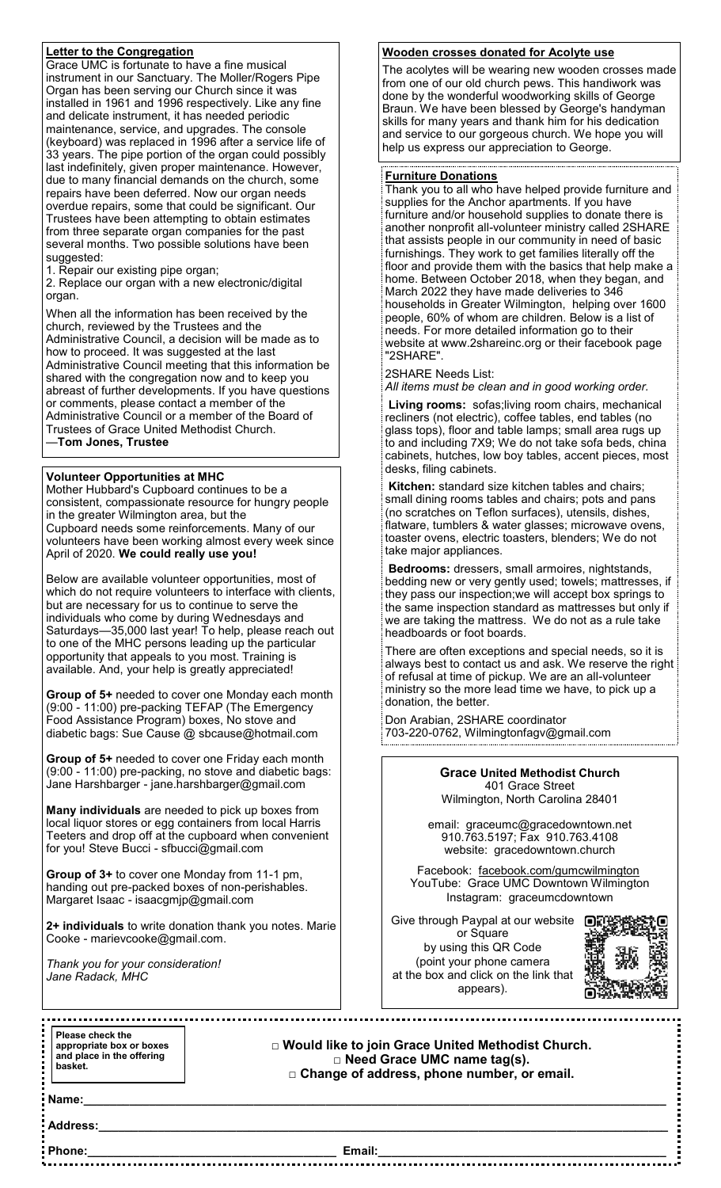## Letter to the Congregation

Grace UMC is fortunate to have a fine musical instrument in our Sanctuary. The Moller/Rogers Pipe Organ has been serving our Church since it was installed in 1961 and 1996 respectively. Like any fine and delicate instrument, it has needed periodic maintenance, service, and upgrades. The console (keyboard) was replaced in 1996 after a service life of 33 years. The pipe portion of the organ could possibly last indefinitely, given proper maintenance. However, due to many financial demands on the church, some repairs have been deferred. Now our organ needs overdue repairs, some that could be significant. Our Trustees have been attempting to obtain estimates from three separate organ companies for the past several months. Two possible solutions have been suggested:

1. Repair our existing pipe organ;
2. Replace our organ with a new electronic/digital organ.

When all the information has been received by the church, reviewed by the Trustees and the Administrative Council, a decision will be made as to how to proceed. It was suggested at the last Administrative Council meeting that this information be shared with the congregation now and to keep you abreast of further developments. If you have questions or comments, please contact a member of the Administrative Council or a member of the Board of Trustees of Grace United Methodist Church.
—**Tom Jones, Trustee**

## Volunteer Opportunities at MHC

Mother Hubbard's Cupboard continues to be a consistent, compassionate resource for hungry people in the greater Wilmington area, but the Cupboard needs some reinforcements. Many of our volunteers have been working almost every week since April of 2020. **We could really use you!**

Below are available volunteer opportunities, most of which do not require volunteers to interface with clients, but are necessary for us to continue to serve the individuals who come by during Wednesdays and Saturdays—35,000 last year! To help, please reach out to one of the MHC persons leading up the particular opportunity that appeals to you most. Training is available. And, your help is greatly appreciated!

**Group of 5+** needed to cover one Monday each month (9:00 - 11:00) pre-packing TEFAP (The Emergency Food Assistance Program) boxes, No stove and diabetic bags: Sue Cause @ sbcause@hotmail.com

**Group of 5+** needed to cover one Friday each month (9:00 - 11:00) pre-packing, no stove and diabetic bags: Jane Harshbarger - jane.harshbarger@gmail.com

**Many individuals** are needed to pick up boxes from local liquor stores or egg containers from local Harris Teeters and drop off at the cupboard when convenient for you! Steve Bucci - sfbucci@gmail.com

**Group of 3+** to cover one Monday from 11-1 pm, handing out pre-packed boxes of non-perishables. Margaret Isaac - isaacgmjp@gmail.com

**2+ individuals** to write donation thank you notes. Marie Cooke - marievcooke@gmail.com.

*Thank you for your consideration!*
*Jane Radack, MHC*

## Wooden crosses donated for Acolyte use

The acolytes will be wearing new wooden crosses made from one of our old church pews. This handiwork was done by the wonderful woodworking skills of George Braun. We have been blessed by George's handyman skills for many years and thank him for his dedication and service to our gorgeous church. We hope you will help us express our appreciation to George.

## Furniture Donations

Thank you to all who have helped provide furniture and supplies for the Anchor apartments. If you have furniture and/or household supplies to donate there is another nonprofit all-volunteer ministry called 2SHARE that assists people in our community in need of basic furnishings. They work to get families literally off the floor and provide them with the basics that help make a home. Between October 2018, when they began, and March 2022 they have made deliveries to 346 households in Greater Wilmington, helping over 1600 people, 60% of whom are children. Below is a list of needs. For more detailed information go to their website at www.2shareinc.org or their facebook page "2SHARE".

2SHARE Needs List:
*All items must be clean and in good working order.*

**Living rooms:** sofas;living room chairs, mechanical recliners (not electric), coffee tables, end tables (no glass tops), floor and table lamps; small area rugs up to and including 7X9; We do not take sofa beds, china cabinets, hutches, low boy tables, accent pieces, most desks, filing cabinets.

**Kitchen:** standard size kitchen tables and chairs; small dining rooms tables and chairs; pots and pans (no scratches on Teflon surfaces), utensils, dishes, flatware, tumblers & water glasses; microwave ovens, toaster ovens, electric toasters, blenders; We do not take major appliances.

**Bedrooms:** dressers, small armoires, nightstands, bedding new or very gently used; towels; mattresses, if they pass our inspection;we will accept box springs to the same inspection standard as mattresses but only if we are taking the mattress. We do not as a rule take headboards or foot boards.

There are often exceptions and special needs, so it is always best to contact us and ask. We reserve the right of refusal at time of pickup. We are an all-volunteer ministry so the more lead time we have, to pick up a donation, the better.

Don Arabian, 2SHARE coordinator
703-220-0762, Wilmingtonfagv@gmail.com

**Grace United Methodist Church**
401 Grace Street
Wilmington, North Carolina 28401

email: graceumc@gracedowntown.net
910.763.5197; Fax 910.763.4108
website: gracedowntown.church

Facebook: facebook.com/gumcwilmington
YouTube: Grace UMC Downtown Wilmington
Instagram: graceumcdowntown

Give through Paypal at our website or Square by using this QR Code (point your phone camera at the box and click on the link that appears).

**Please check the appropriate box or boxes and place in the offering basket.**

□ **Would like to join Grace United Methodist Church.**
□ **Need Grace UMC name tag(s).**
□ **Change of address, phone number, or email.**

**Name:**\_\_\_\_\_\_\_\_\_\_\_\_\_\_\_\_\_\_\_\_\_\_\_\_\_\_\_\_\_\_\_\_\_\_\_\_\_\_\_\_

**Address:**\_\_\_\_\_\_\_\_\_\_\_\_\_\_\_\_\_\_\_\_\_\_\_\_\_\_\_\_\_\_\_\_\_\_\_\_\_\_

**Phone:**\_\_\_\_\_\_\_\_\_\_\_\_\_\_\_\_\_\_\_\_ **Email:**\_\_\_\_\_\_\_\_\_\_\_\_\_\_\_\_\_\_\_\_